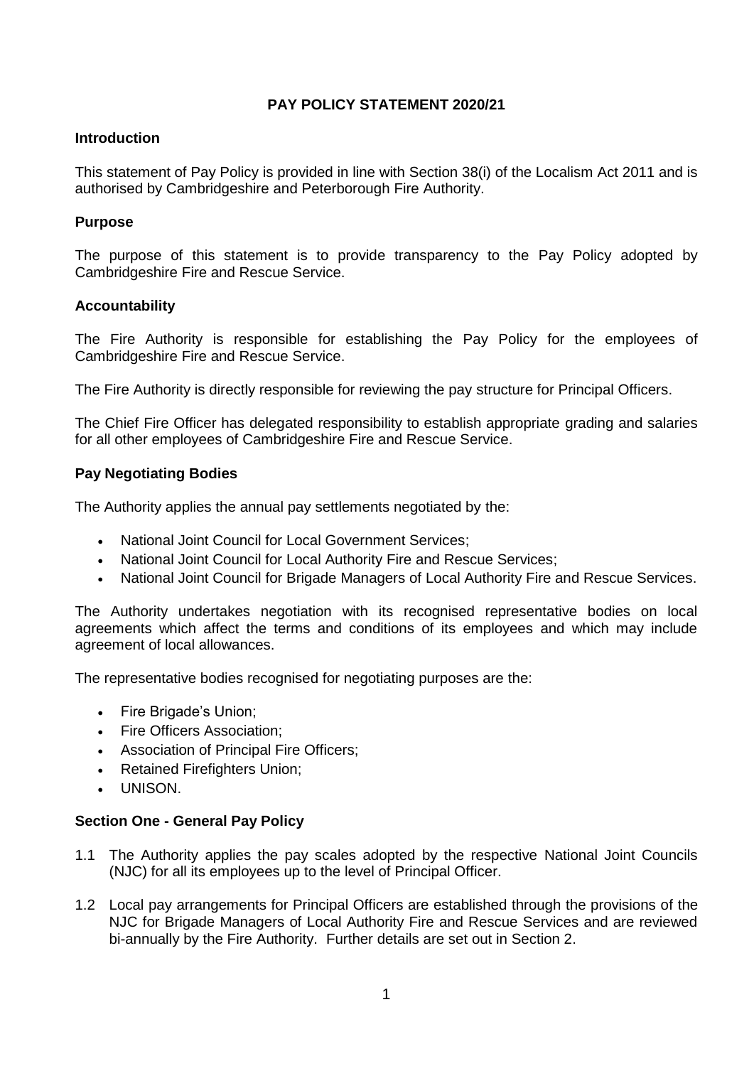# PAY POLICY STATEMENT 2020/21

## Introduction

This statement of Pay Policy is provided in line with Section 38(i) of the Localism Act 2011 and is authorised by Cambridgeshire and Peterborough Fire Authority.

## Purpose

The purpose of this statement is to provide transparency to the Pay Policy adopted by Cambridgeshire Fire and Rescue Service.

## Accountability

The Fire Authority is responsible for establishing the Pay Policy for the employees of Cambridgeshire Fire and Rescue Service.

The Fire Authority is directly responsible for reviewing the pay structure for Principal Officers.

The Chief Fire Officer has delegated responsibility to establish appropriate grading and salaries for all other employees of Cambridgeshire Fire and Rescue Service.

## Pay Negotiating Bodies

The Authority applies the annual pay settlements negotiated by the:

- National Joint Council for Local Government Services;
- National Joint Council for Local Authority Fire and Rescue Services;
- National Joint Council for Brigade Managers of Local Authority Fire and Rescue Services.

The Authority undertakes negotiation with its recognised representative bodies on local agreements which affect the terms and conditions of its employees and which may include agreement of local allowances.

The representative bodies recognised for negotiating purposes are the:

- Fire Brigade's Union;
- Fire Officers Association;
- Association of Principal Fire Officers;
- Retained Firefighters Union;
- UNISON.

## Section One - General Pay Policy

1.1 The Authority applies the pay scales adopted by the respective National Joint Councils (NJC) for all its employees up to the level of Principal Officer.

1.2 Local pay arrangements for Principal Officers are established through the provisions of the NJC for Brigade Managers of Local Authority Fire and Rescue Services and are reviewed bi-annually by the Fire Authority. Further details are set out in Section 2.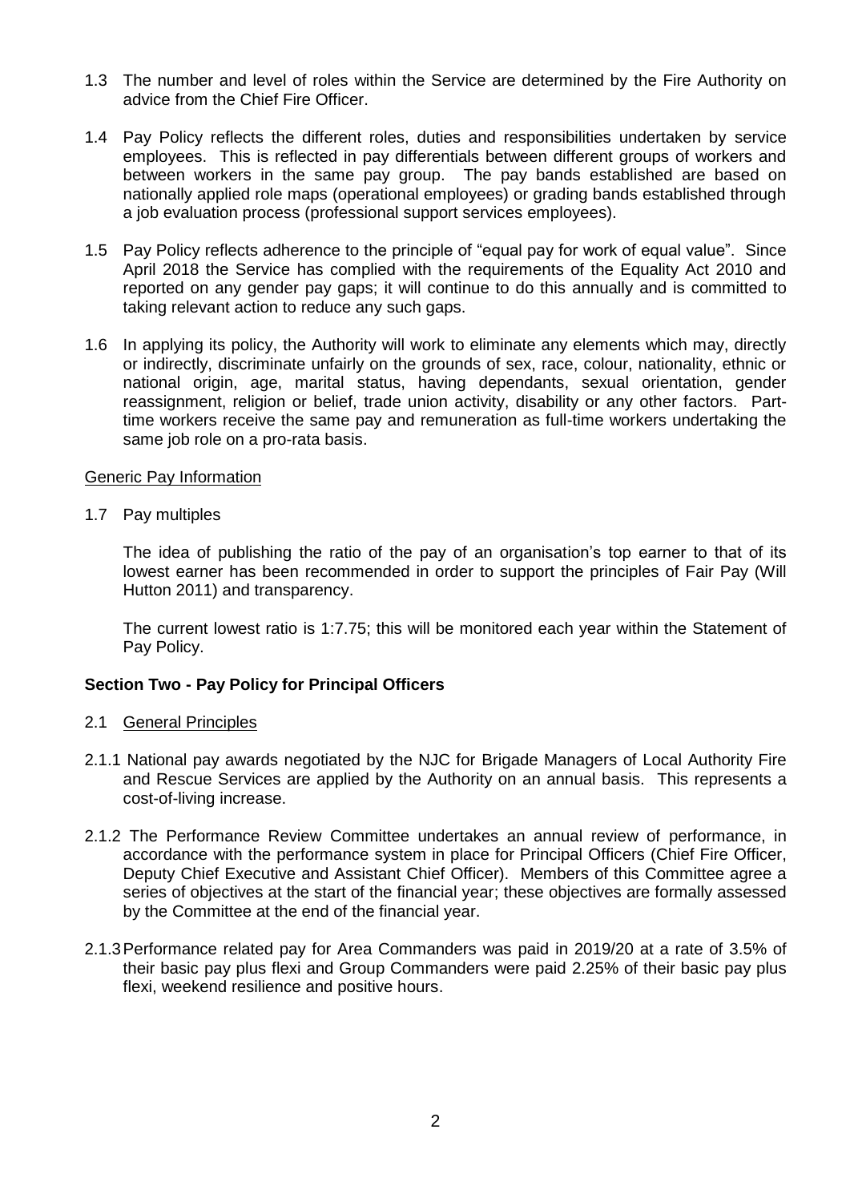1.3 The number and level of roles within the Service are determined by the Fire Authority on advice from the Chief Fire Officer.

1.4 Pay Policy reflects the different roles, duties and responsibilities undertaken by service employees. This is reflected in pay differentials between different groups of workers and between workers in the same pay group. The pay bands established are based on nationally applied role maps (operational employees) or grading bands established through a job evaluation process (professional support services employees).

1.5 Pay Policy reflects adherence to the principle of "equal pay for work of equal value". Since April 2018 the Service has complied with the requirements of the Equality Act 2010 and reported on any gender pay gaps; it will continue to do this annually and is committed to taking relevant action to reduce any such gaps.

1.6 In applying its policy, the Authority will work to eliminate any elements which may, directly or indirectly, discriminate unfairly on the grounds of sex, race, colour, nationality, ethnic or national origin, age, marital status, having dependants, sexual orientation, gender reassignment, religion or belief, trade union activity, disability or any other factors. Part-time workers receive the same pay and remuneration as full-time workers undertaking the same job role on a pro-rata basis.

<u>Generic Pay Information</u>

1.7 Pay multiples

The idea of publishing the ratio of the pay of an organisation's top earner to that of its lowest earner has been recommended in order to support the principles of Fair Pay (Will Hutton 2011) and transparency.

The current lowest ratio is 1:7.75; this will be monitored each year within the Statement of Pay Policy.

**Section Two - Pay Policy for Principal Officers**

2.1 <u>General Principles</u>

2.1.1 National pay awards negotiated by the NJC for Brigade Managers of Local Authority Fire and Rescue Services are applied by the Authority on an annual basis. This represents a cost-of-living increase.

2.1.2 The Performance Review Committee undertakes an annual review of performance, in accordance with the performance system in place for Principal Officers (Chief Fire Officer, Deputy Chief Executive and Assistant Chief Officer). Members of this Committee agree a series of objectives at the start of the financial year; these objectives are formally assessed by the Committee at the end of the financial year.

2.1.3 Performance related pay for Area Commanders was paid in 2019/20 at a rate of 3.5% of their basic pay plus flexi and Group Commanders were paid 2.25% of their basic pay plus flexi, weekend resilience and positive hours.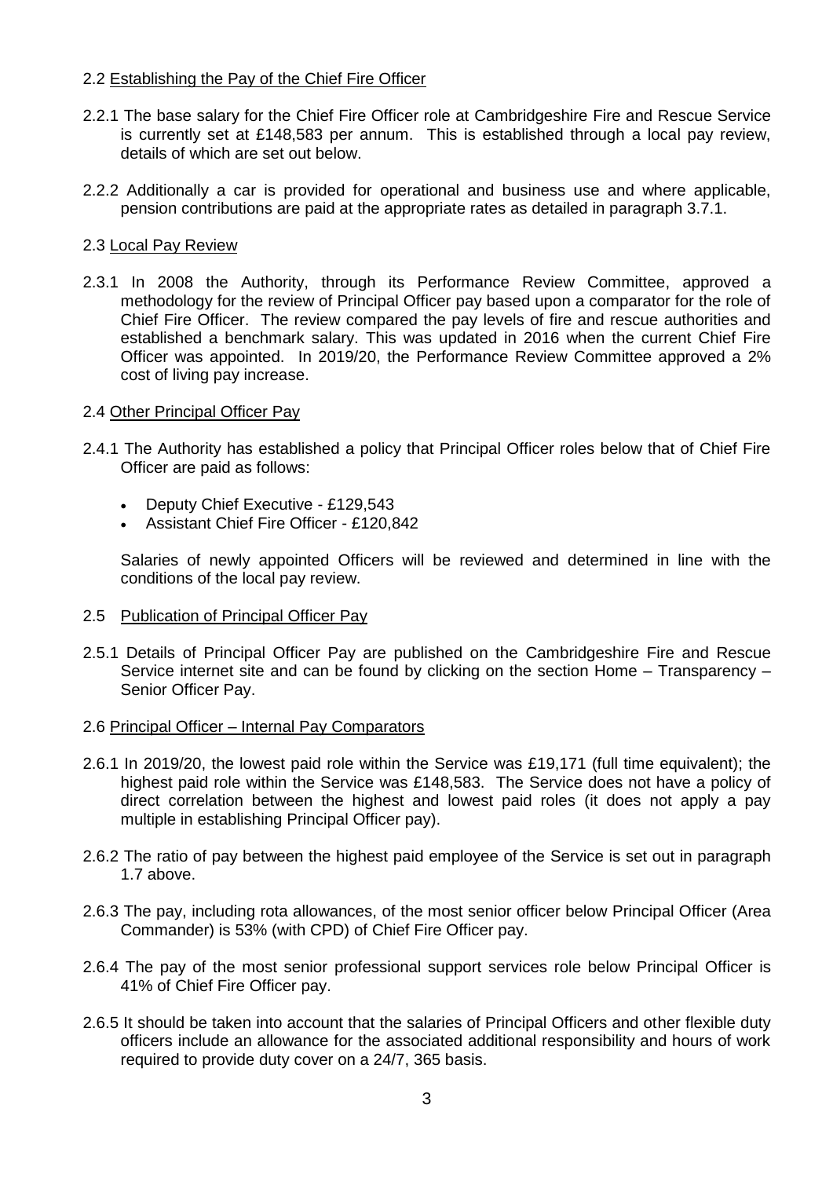## 2.2 Establishing the Pay of the Chief Fire Officer

2.2.1 The base salary for the Chief Fire Officer role at Cambridgeshire Fire and Rescue Service is currently set at £148,583 per annum. This is established through a local pay review, details of which are set out below.

2.2.2 Additionally a car is provided for operational and business use and where applicable, pension contributions are paid at the appropriate rates as detailed in paragraph 3.7.1.

## 2.3 Local Pay Review

2.3.1 In 2008 the Authority, through its Performance Review Committee, approved a methodology for the review of Principal Officer pay based upon a comparator for the role of Chief Fire Officer. The review compared the pay levels of fire and rescue authorities and established a benchmark salary. This was updated in 2016 when the current Chief Fire Officer was appointed. In 2019/20, the Performance Review Committee approved a 2% cost of living pay increase.

## 2.4 Other Principal Officer Pay

2.4.1 The Authority has established a policy that Principal Officer roles below that of Chief Fire Officer are paid as follows:

- Deputy Chief Executive - £129,543
- Assistant Chief Fire Officer - £120,842

Salaries of newly appointed Officers will be reviewed and determined in line with the conditions of the local pay review.

## 2.5 Publication of Principal Officer Pay

2.5.1 Details of Principal Officer Pay are published on the Cambridgeshire Fire and Rescue Service internet site and can be found by clicking on the section Home – Transparency – Senior Officer Pay.

## 2.6 Principal Officer – Internal Pay Comparators

2.6.1 In 2019/20, the lowest paid role within the Service was £19,171 (full time equivalent); the highest paid role within the Service was £148,583. The Service does not have a policy of direct correlation between the highest and lowest paid roles (it does not apply a pay multiple in establishing Principal Officer pay).

2.6.2 The ratio of pay between the highest paid employee of the Service is set out in paragraph 1.7 above.

2.6.3 The pay, including rota allowances, of the most senior officer below Principal Officer (Area Commander) is 53% (with CPD) of Chief Fire Officer pay.

2.6.4 The pay of the most senior professional support services role below Principal Officer is 41% of Chief Fire Officer pay.

2.6.5 It should be taken into account that the salaries of Principal Officers and other flexible duty officers include an allowance for the associated additional responsibility and hours of work required to provide duty cover on a 24/7, 365 basis.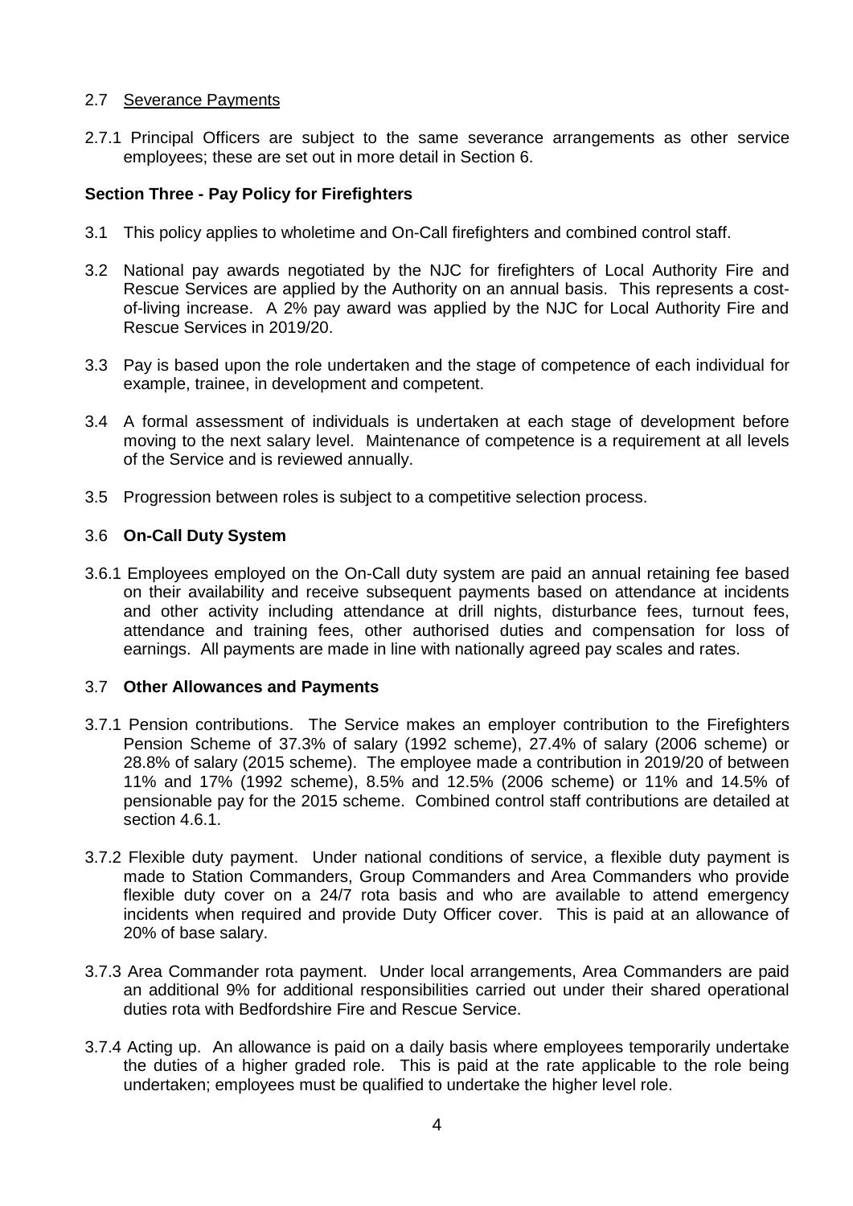2.7 Severance Payments

2.7.1 Principal Officers are subject to the same severance arrangements as other service employees; these are set out in more detail in Section 6.

## Section Three - Pay Policy for Firefighters

3.1 This policy applies to wholetime and On-Call firefighters and combined control staff.

3.2 National pay awards negotiated by the NJC for firefighters of Local Authority Fire and Rescue Services are applied by the Authority on an annual basis. This represents a cost-of-living increase. A 2% pay award was applied by the NJC for Local Authority Fire and Rescue Services in 2019/20.

3.3 Pay is based upon the role undertaken and the stage of competence of each individual for example, trainee, in development and competent.

3.4 A formal assessment of individuals is undertaken at each stage of development before moving to the next salary level. Maintenance of competence is a requirement at all levels of the Service and is reviewed annually.

3.5 Progression between roles is subject to a competitive selection process.

3.6 **On-Call Duty System**

3.6.1 Employees employed on the On-Call duty system are paid an annual retaining fee based on their availability and receive subsequent payments based on attendance at incidents and other activity including attendance at drill nights, disturbance fees, turnout fees, attendance and training fees, other authorised duties and compensation for loss of earnings. All payments are made in line with nationally agreed pay scales and rates.

3.7 **Other Allowances and Payments**

3.7.1 Pension contributions. The Service makes an employer contribution to the Firefighters Pension Scheme of 37.3% of salary (1992 scheme), 27.4% of salary (2006 scheme) or 28.8% of salary (2015 scheme). The employee made a contribution in 2019/20 of between 11% and 17% (1992 scheme), 8.5% and 12.5% (2006 scheme) or 11% and 14.5% of pensionable pay for the 2015 scheme. Combined control staff contributions are detailed at section 4.6.1.

3.7.2 Flexible duty payment. Under national conditions of service, a flexible duty payment is made to Station Commanders, Group Commanders and Area Commanders who provide flexible duty cover on a 24/7 rota basis and who are available to attend emergency incidents when required and provide Duty Officer cover. This is paid at an allowance of 20% of base salary.

3.7.3 Area Commander rota payment. Under local arrangements, Area Commanders are paid an additional 9% for additional responsibilities carried out under their shared operational duties rota with Bedfordshire Fire and Rescue Service.

3.7.4 Acting up. An allowance is paid on a daily basis where employees temporarily undertake the duties of a higher graded role. This is paid at the rate applicable to the role being undertaken; employees must be qualified to undertake the higher level role.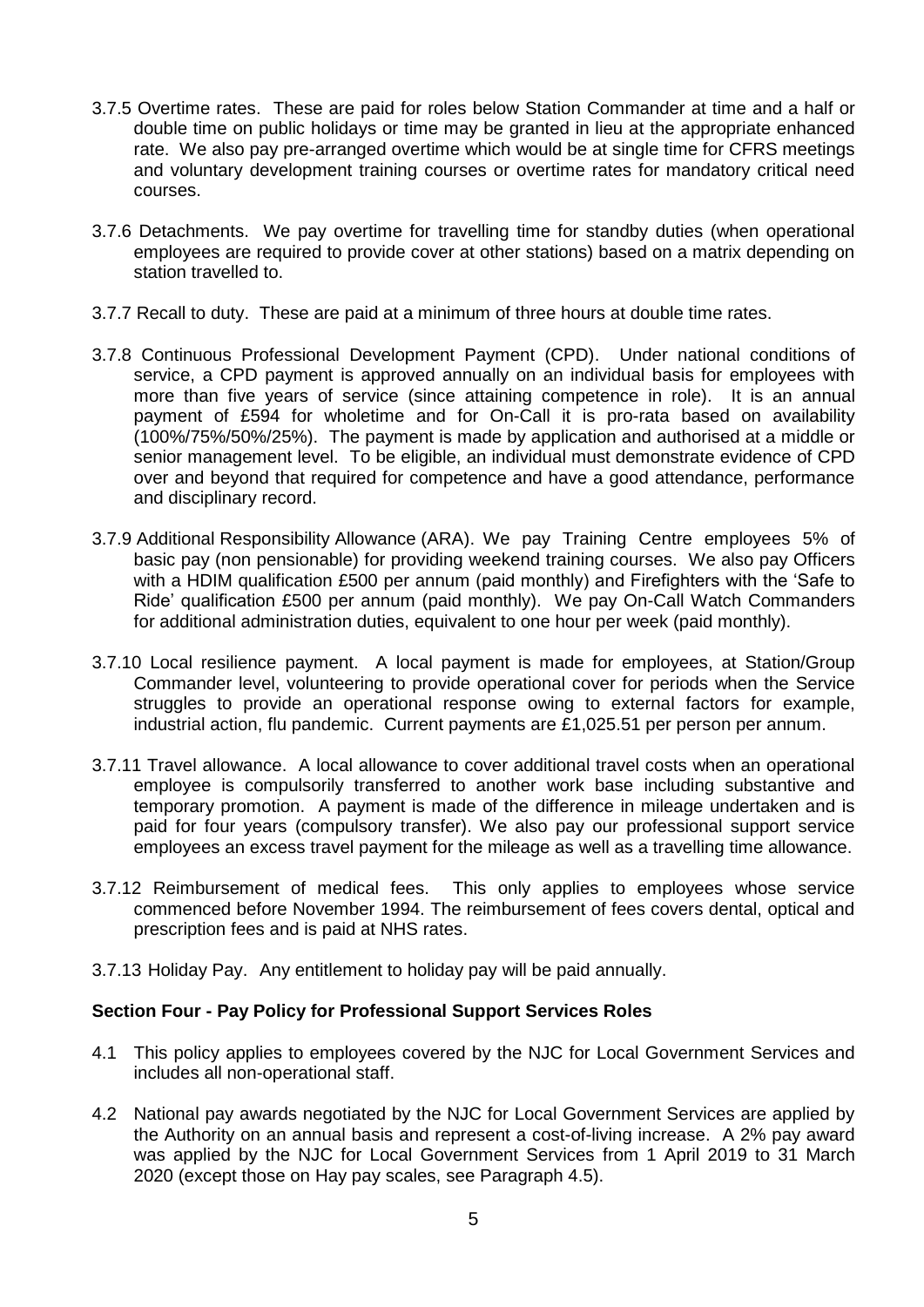3.7.5 Overtime rates. These are paid for roles below Station Commander at time and a half or double time on public holidays or time may be granted in lieu at the appropriate enhanced rate. We also pay pre-arranged overtime which would be at single time for CFRS meetings and voluntary development training courses or overtime rates for mandatory critical need courses.

3.7.6 Detachments. We pay overtime for travelling time for standby duties (when operational employees are required to provide cover at other stations) based on a matrix depending on station travelled to.

3.7.7 Recall to duty. These are paid at a minimum of three hours at double time rates.

3.7.8 Continuous Professional Development Payment (CPD). Under national conditions of service, a CPD payment is approved annually on an individual basis for employees with more than five years of service (since attaining competence in role). It is an annual payment of £594 for wholetime and for On-Call it is pro-rata based on availability (100%/75%/50%/25%). The payment is made by application and authorised at a middle or senior management level. To be eligible, an individual must demonstrate evidence of CPD over and beyond that required for competence and have a good attendance, performance and disciplinary record.

3.7.9 Additional Responsibility Allowance (ARA). We pay Training Centre employees 5% of basic pay (non pensionable) for providing weekend training courses. We also pay Officers with a HDIM qualification £500 per annum (paid monthly) and Firefighters with the 'Safe to Ride' qualification £500 per annum (paid monthly). We pay On-Call Watch Commanders for additional administration duties, equivalent to one hour per week (paid monthly).

3.7.10 Local resilience payment. A local payment is made for employees, at Station/Group Commander level, volunteering to provide operational cover for periods when the Service struggles to provide an operational response owing to external factors for example, industrial action, flu pandemic. Current payments are £1,025.51 per person per annum.

3.7.11 Travel allowance. A local allowance to cover additional travel costs when an operational employee is compulsorily transferred to another work base including substantive and temporary promotion. A payment is made of the difference in mileage undertaken and is paid for four years (compulsory transfer). We also pay our professional support service employees an excess travel payment for the mileage as well as a travelling time allowance.

3.7.12 Reimbursement of medical fees. This only applies to employees whose service commenced before November 1994. The reimbursement of fees covers dental, optical and prescription fees and is paid at NHS rates.

3.7.13 Holiday Pay. Any entitlement to holiday pay will be paid annually.

## Section Four - Pay Policy for Professional Support Services Roles

4.1 This policy applies to employees covered by the NJC for Local Government Services and includes all non-operational staff.

4.2 National pay awards negotiated by the NJC for Local Government Services are applied by the Authority on an annual basis and represent a cost-of-living increase. A 2% pay award was applied by the NJC for Local Government Services from 1 April 2019 to 31 March 2020 (except those on Hay pay scales, see Paragraph 4.5).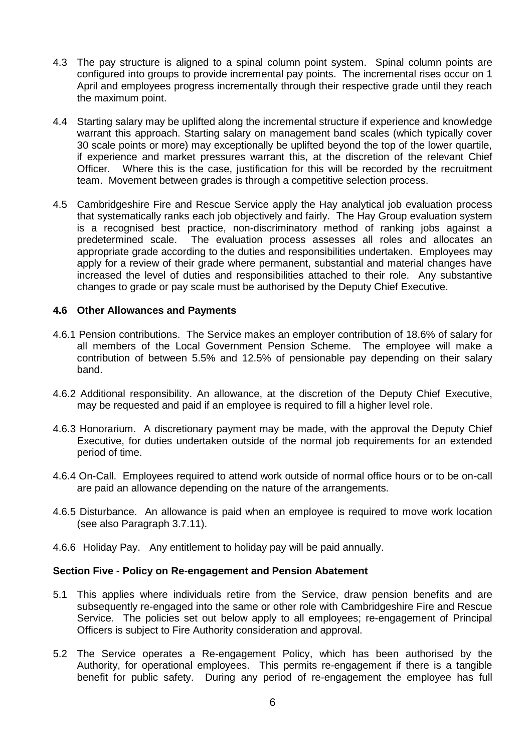4.3 The pay structure is aligned to a spinal column point system. Spinal column points are configured into groups to provide incremental pay points. The incremental rises occur on 1 April and employees progress incrementally through their respective grade until they reach the maximum point.

4.4 Starting salary may be uplifted along the incremental structure if experience and knowledge warrant this approach. Starting salary on management band scales (which typically cover 30 scale points or more) may exceptionally be uplifted beyond the top of the lower quartile, if experience and market pressures warrant this, at the discretion of the relevant Chief Officer. Where this is the case, justification for this will be recorded by the recruitment team. Movement between grades is through a competitive selection process.

4.5 Cambridgeshire Fire and Rescue Service apply the Hay analytical job evaluation process that systematically ranks each job objectively and fairly. The Hay Group evaluation system is a recognised best practice, non-discriminatory method of ranking jobs against a predetermined scale. The evaluation process assesses all roles and allocates an appropriate grade according to the duties and responsibilities undertaken. Employees may apply for a review of their grade where permanent, substantial and material changes have increased the level of duties and responsibilities attached to their role. Any substantive changes to grade or pay scale must be authorised by the Deputy Chief Executive.

**4.6 Other Allowances and Payments**

4.6.1 Pension contributions. The Service makes an employer contribution of 18.6% of salary for all members of the Local Government Pension Scheme. The employee will make a contribution of between 5.5% and 12.5% of pensionable pay depending on their salary band.

4.6.2 Additional responsibility. An allowance, at the discretion of the Deputy Chief Executive, may be requested and paid if an employee is required to fill a higher level role.

4.6.3 Honorarium. A discretionary payment may be made, with the approval the Deputy Chief Executive, for duties undertaken outside of the normal job requirements for an extended period of time.

4.6.4 On-Call. Employees required to attend work outside of normal office hours or to be on-call are paid an allowance depending on the nature of the arrangements.

4.6.5 Disturbance. An allowance is paid when an employee is required to move work location (see also Paragraph 3.7.11).

4.6.6 Holiday Pay. Any entitlement to holiday pay will be paid annually.

**Section Five - Policy on Re-engagement and Pension Abatement**

5.1 This applies where individuals retire from the Service, draw pension benefits and are subsequently re-engaged into the same or other role with Cambridgeshire Fire and Rescue Service. The policies set out below apply to all employees; re-engagement of Principal Officers is subject to Fire Authority consideration and approval.

5.2 The Service operates a Re-engagement Policy, which has been authorised by the Authority, for operational employees. This permits re-engagement if there is a tangible benefit for public safety. During any period of re-engagement the employee has full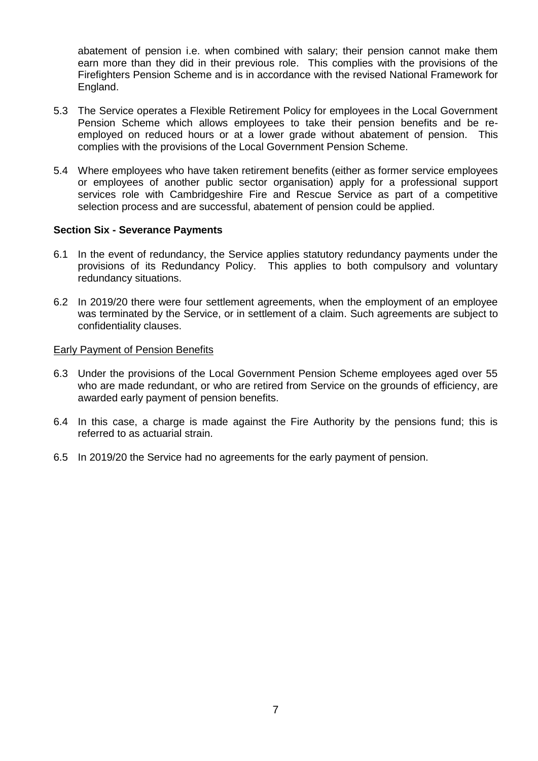abatement of pension i.e. when combined with salary; their pension cannot make them earn more than they did in their previous role. This complies with the provisions of the Firefighters Pension Scheme and is in accordance with the revised National Framework for England.

5.3 The Service operates a Flexible Retirement Policy for employees in the Local Government Pension Scheme which allows employees to take their pension benefits and be re-employed on reduced hours or at a lower grade without abatement of pension. This complies with the provisions of the Local Government Pension Scheme.

5.4 Where employees who have taken retirement benefits (either as former service employees or employees of another public sector organisation) apply for a professional support services role with Cambridgeshire Fire and Rescue Service as part of a competitive selection process and are successful, abatement of pension could be applied.

**Section Six - Severance Payments**

6.1 In the event of redundancy, the Service applies statutory redundancy payments under the provisions of its Redundancy Policy. This applies to both compulsory and voluntary redundancy situations.

6.2 In 2019/20 there were four settlement agreements, when the employment of an employee was terminated by the Service, or in settlement of a claim. Such agreements are subject to confidentiality clauses.

Early Payment of Pension Benefits

6.3 Under the provisions of the Local Government Pension Scheme employees aged over 55 who are made redundant, or who are retired from Service on the grounds of efficiency, are awarded early payment of pension benefits.

6.4 In this case, a charge is made against the Fire Authority by the pensions fund; this is referred to as actuarial strain.

6.5 In 2019/20 the Service had no agreements for the early payment of pension.